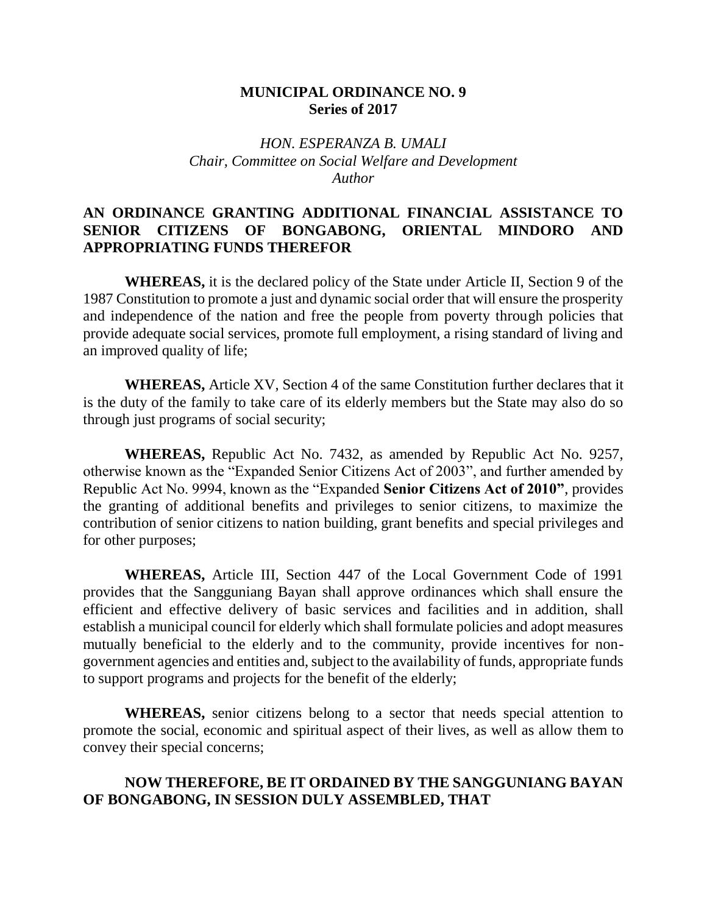# MUNICIPAL ORDINANCE NO. 9
## Series of 2017

*HON. ESPERANZA B. UMALI*
*Chair, Committee on Social Welfare and Development*
*Author*

## AN ORDINANCE GRANTING ADDITIONAL FINANCIAL ASSISTANCE TO SENIOR CITIZENS OF BONGABONG, ORIENTAL MINDORO AND APPROPRIATING FUNDS THEREFOR

**WHEREAS,** it is the declared policy of the State under Article II, Section 9 of the 1987 Constitution to promote a just and dynamic social order that will ensure the prosperity and independence of the nation and free the people from poverty through policies that provide adequate social services, promote full employment, a rising standard of living and an improved quality of life;

**WHEREAS,** Article XV, Section 4 of the same Constitution further declares that it is the duty of the family to take care of its elderly members but the State may also do so through just programs of social security;

**WHEREAS,** Republic Act No. 7432, as amended by Republic Act No. 9257, otherwise known as the "Expanded Senior Citizens Act of 2003", and further amended by Republic Act No. 9994, known as the "Expanded **Senior Citizens Act of 2010"**, provides the granting of additional benefits and privileges to senior citizens, to maximize the contribution of senior citizens to nation building, grant benefits and special privileges and for other purposes;

**WHEREAS,** Article III, Section 447 of the Local Government Code of 1991 provides that the Sangguniang Bayan shall approve ordinances which shall ensure the efficient and effective delivery of basic services and facilities and in addition, shall establish a municipal council for elderly which shall formulate policies and adopt measures mutually beneficial to the elderly and to the community, provide incentives for non-government agencies and entities and, subject to the availability of funds, appropriate funds to support programs and projects for the benefit of the elderly;

**WHEREAS,** senior citizens belong to a sector that needs special attention to promote the social, economic and spiritual aspect of their lives, as well as allow them to convey their special concerns;

**NOW THEREFORE, BE IT ORDAINED BY THE SANGGUNIANG BAYAN OF BONGABONG, IN SESSION DULY ASSEMBLED, THAT**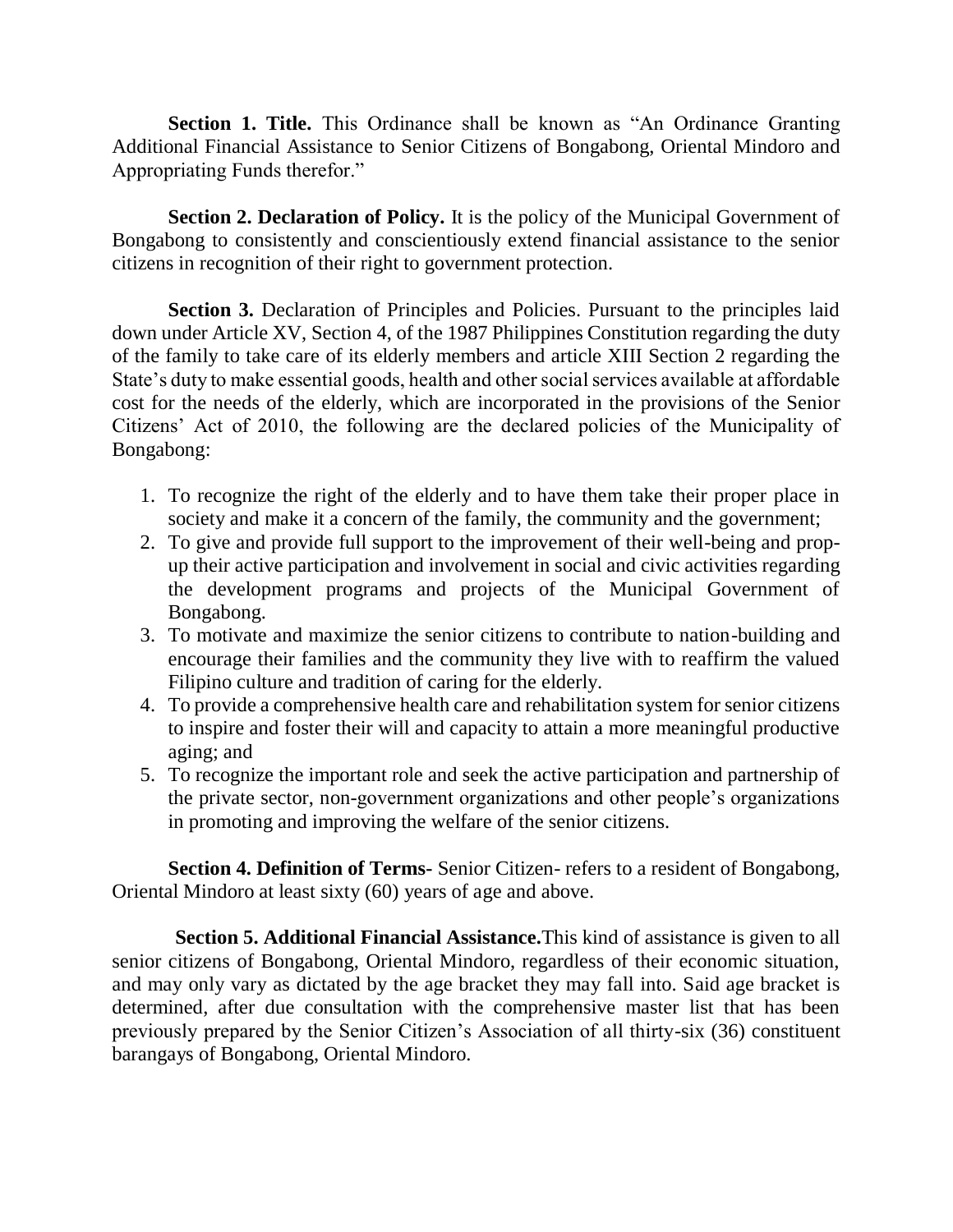**Section 1. Title.** This Ordinance shall be known as "An Ordinance Granting Additional Financial Assistance to Senior Citizens of Bongabong, Oriental Mindoro and Appropriating Funds therefor."

**Section 2. Declaration of Policy.** It is the policy of the Municipal Government of Bongabong to consistently and conscientiously extend financial assistance to the senior citizens in recognition of their right to government protection.

**Section 3.** Declaration of Principles and Policies. Pursuant to the principles laid down under Article XV, Section 4, of the 1987 Philippines Constitution regarding the duty of the family to take care of its elderly members and article XIII Section 2 regarding the State's duty to make essential goods, health and other social services available at affordable cost for the needs of the elderly, which are incorporated in the provisions of the Senior Citizens' Act of 2010, the following are the declared policies of the Municipality of Bongabong:

1. To recognize the right of the elderly and to have them take their proper place in society and make it a concern of the family, the community and the government;
2. To give and provide full support to the improvement of their well-being and prop-up their active participation and involvement in social and civic activities regarding the development programs and projects of the Municipal Government of Bongabong.
3. To motivate and maximize the senior citizens to contribute to nation-building and encourage their families and the community they live with to reaffirm the valued Filipino culture and tradition of caring for the elderly.
4. To provide a comprehensive health care and rehabilitation system for senior citizens to inspire and foster their will and capacity to attain a more meaningful productive aging; and
5. To recognize the important role and seek the active participation and partnership of the private sector, non-government organizations and other people's organizations in promoting and improving the welfare of the senior citizens.

**Section 4. Definition of Terms-** Senior Citizen- refers to a resident of Bongabong, Oriental Mindoro at least sixty (60) years of age and above.

**Section 5. Additional Financial Assistance.**This kind of assistance is given to all senior citizens of Bongabong, Oriental Mindoro, regardless of their economic situation, and may only vary as dictated by the age bracket they may fall into. Said age bracket is determined, after due consultation with the comprehensive master list that has been previously prepared by the Senior Citizen's Association of all thirty-six (36) constituent barangays of Bongabong, Oriental Mindoro.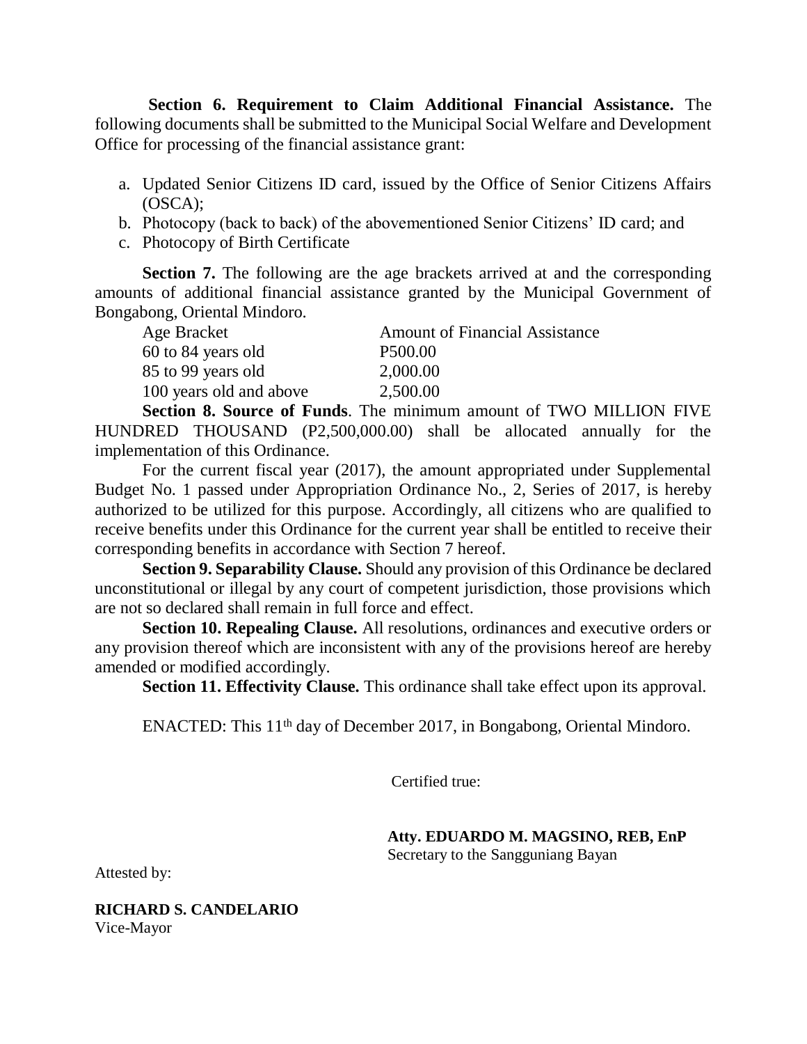**Section 6. Requirement to Claim Additional Financial Assistance.** The following documents shall be submitted to the Municipal Social Welfare and Development Office for processing of the financial assistance grant:

a. Updated Senior Citizens ID card, issued by the Office of Senior Citizens Affairs (OSCA);
b. Photocopy (back to back) of the abovementioned Senior Citizens' ID card; and
c. Photocopy of Birth Certificate

**Section 7.** The following are the age brackets arrived at and the corresponding amounts of additional financial assistance granted by the Municipal Government of Bongabong, Oriental Mindoro.

| Age Bracket | Amount of Financial Assistance |
|---|---|
| 60 to 84 years old | P500.00 |
| 85 to 99 years old | 2,000.00 |
| 100 years old and above | 2,500.00 |

**Section 8. Source of Funds**. The minimum amount of TWO MILLION FIVE HUNDRED THOUSAND (P2,500,000.00) shall be allocated annually for the implementation of this Ordinance.

For the current fiscal year (2017), the amount appropriated under Supplemental Budget No. 1 passed under Appropriation Ordinance No., 2, Series of 2017, is hereby authorized to be utilized for this purpose. Accordingly, all citizens who are qualified to receive benefits under this Ordinance for the current year shall be entitled to receive their corresponding benefits in accordance with Section 7 hereof.

**Section 9. Separability Clause.** Should any provision of this Ordinance be declared unconstitutional or illegal by any court of competent jurisdiction, those provisions which are not so declared shall remain in full force and effect.

**Section 10. Repealing Clause.** All resolutions, ordinances and executive orders or any provision thereof which are inconsistent with any of the provisions hereof are hereby amended or modified accordingly.

**Section 11. Effectivity Clause.** This ordinance shall take effect upon its approval.

ENACTED: This 11th day of December 2017, in Bongabong, Oriental Mindoro.

Certified true:

**Atty. EDUARDO M. MAGSINO, REB, EnP**
Secretary to the Sangguniang Bayan

Attested by:

**RICHARD S. CANDELARIO**
Vice-Mayor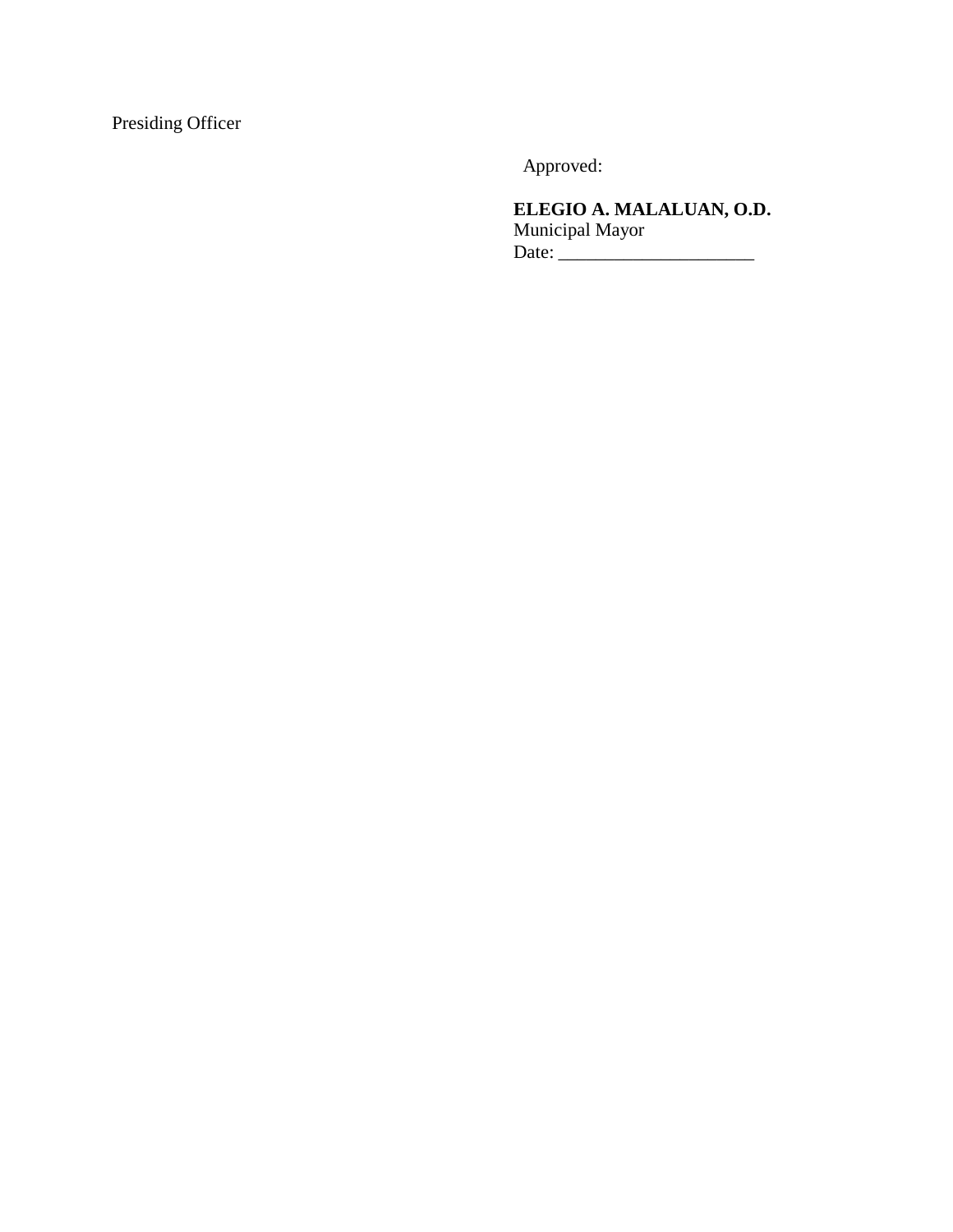Presiding Officer

Approved:

**ELEGIO A. MALALUAN, O.D.**
Municipal Mayor
Date: _____________________